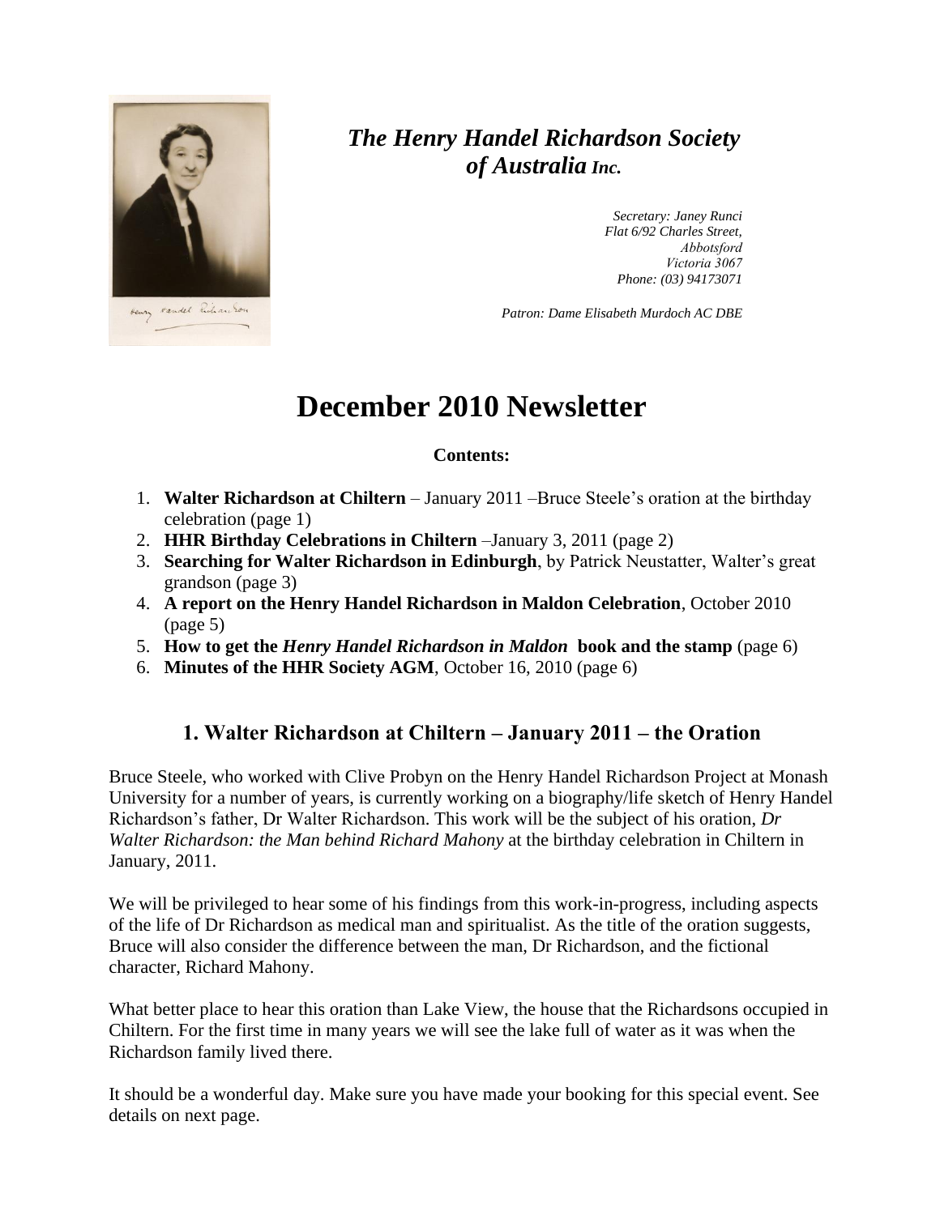# *The Henry Handel Richardson Society of Australia Inc.*

*Secretary: Janey Runci*
*Flat 6/92 Charles Street,*
*Abbotsford*
*Victoria 3067*
*Phone: (03) 94173071*

*Patron: Dame Elisabeth Murdoch AC DBE*

# December 2010 Newsletter

**Contents:**

1. **Walter Richardson at Chiltern** – January 2011 –Bruce Steele's oration at the birthday celebration (page 1)
2. **HHR Birthday Celebrations in Chiltern** –January 3, 2011 (page 2)
3. **Searching for Walter Richardson in Edinburgh**, by Patrick Neustatter, Walter's great grandson (page 3)
4. **A report on the Henry Handel Richardson in Maldon Celebration**, October 2010 (page 5)
5. **How to get the *Henry Handel Richardson in Maldon* book and the stamp** (page 6)
6. **Minutes of the HHR Society AGM**, October 16, 2010 (page 6)

## 1. Walter Richardson at Chiltern – January 2011 – the Oration

Bruce Steele, who worked with Clive Probyn on the Henry Handel Richardson Project at Monash University for a number of years, is currently working on a biography/life sketch of Henry Handel Richardson's father, Dr Walter Richardson. This work will be the subject of his oration, *Dr Walter Richardson: the Man behind Richard Mahony* at the birthday celebration in Chiltern in January, 2011.

We will be privileged to hear some of his findings from this work-in-progress, including aspects of the life of Dr Richardson as medical man and spiritualist. As the title of the oration suggests, Bruce will also consider the difference between the man, Dr Richardson, and the fictional character, Richard Mahony.

What better place to hear this oration than Lake View, the house that the Richardsons occupied in Chiltern. For the first time in many years we will see the lake full of water as it was when the Richardson family lived there.

It should be a wonderful day. Make sure you have made your booking for this special event. See details on next page.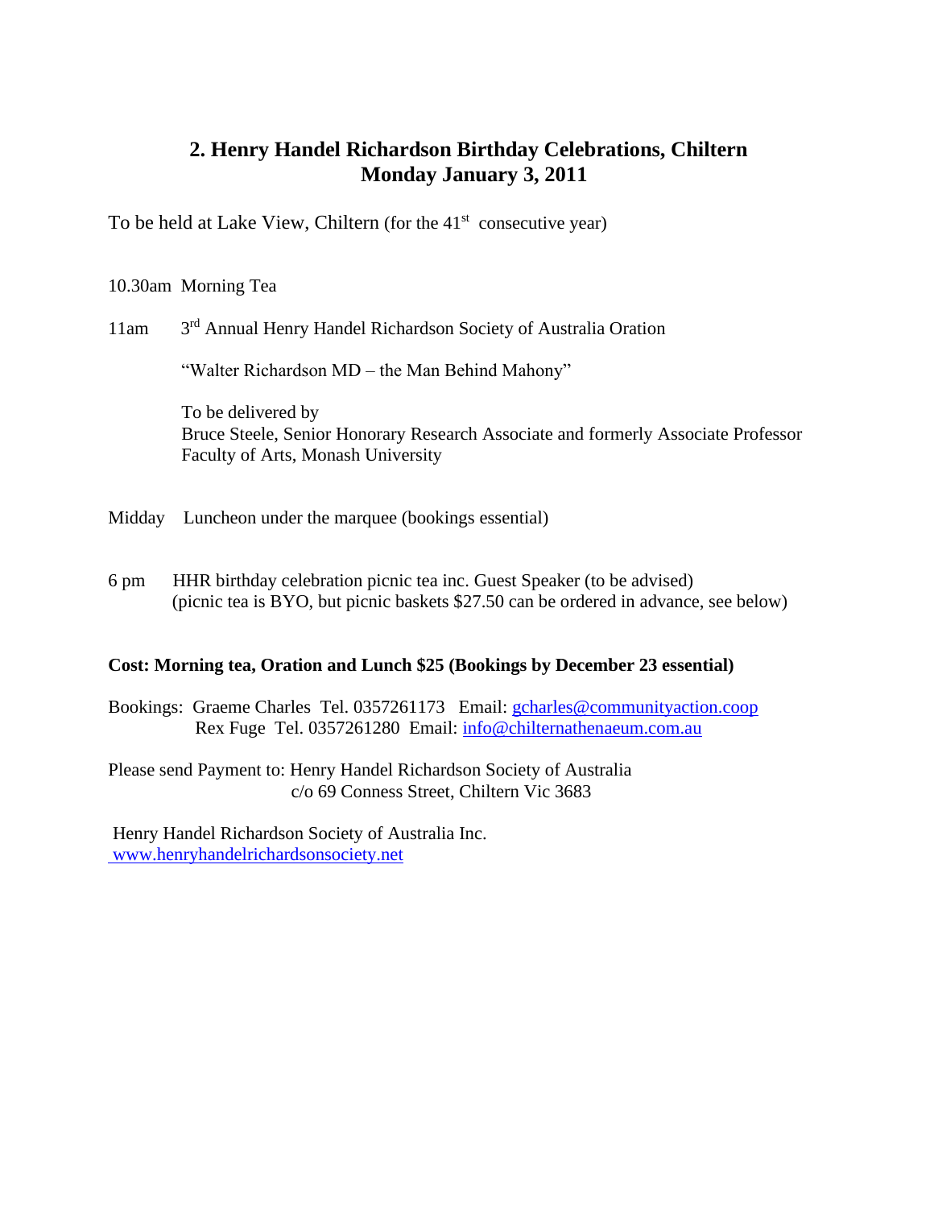## 2. Henry Handel Richardson Birthday Celebrations, Chiltern
## Monday January 3, 2011

To be held at Lake View, Chiltern (for the 41st consecutive year)

10.30am Morning Tea

11am 3rd Annual Henry Handel Richardson Society of Australia Oration

"Walter Richardson MD – the Man Behind Mahony"

To be delivered by
Bruce Steele, Senior Honorary Research Associate and formerly Associate Professor
Faculty of Arts, Monash University

Midday Luncheon under the marquee (bookings essential)

6 pm HHR birthday celebration picnic tea inc. Guest Speaker (to be advised)
(picnic tea is BYO, but picnic baskets $27.50 can be ordered in advance, see below)

**Cost: Morning tea, Oration and Lunch $25 (Bookings by December 23 essential)**

Bookings: Graeme Charles Tel. 0357261173 Email: gcharles@communityaction.coop
Rex Fuge Tel. 0357261280 Email: info@chilternathenaeum.com.au

Please send Payment to: Henry Handel Richardson Society of Australia
c/o 69 Conness Street, Chiltern Vic 3683

Henry Handel Richardson Society of Australia Inc.
www.henryhandelrichardsonsociety.net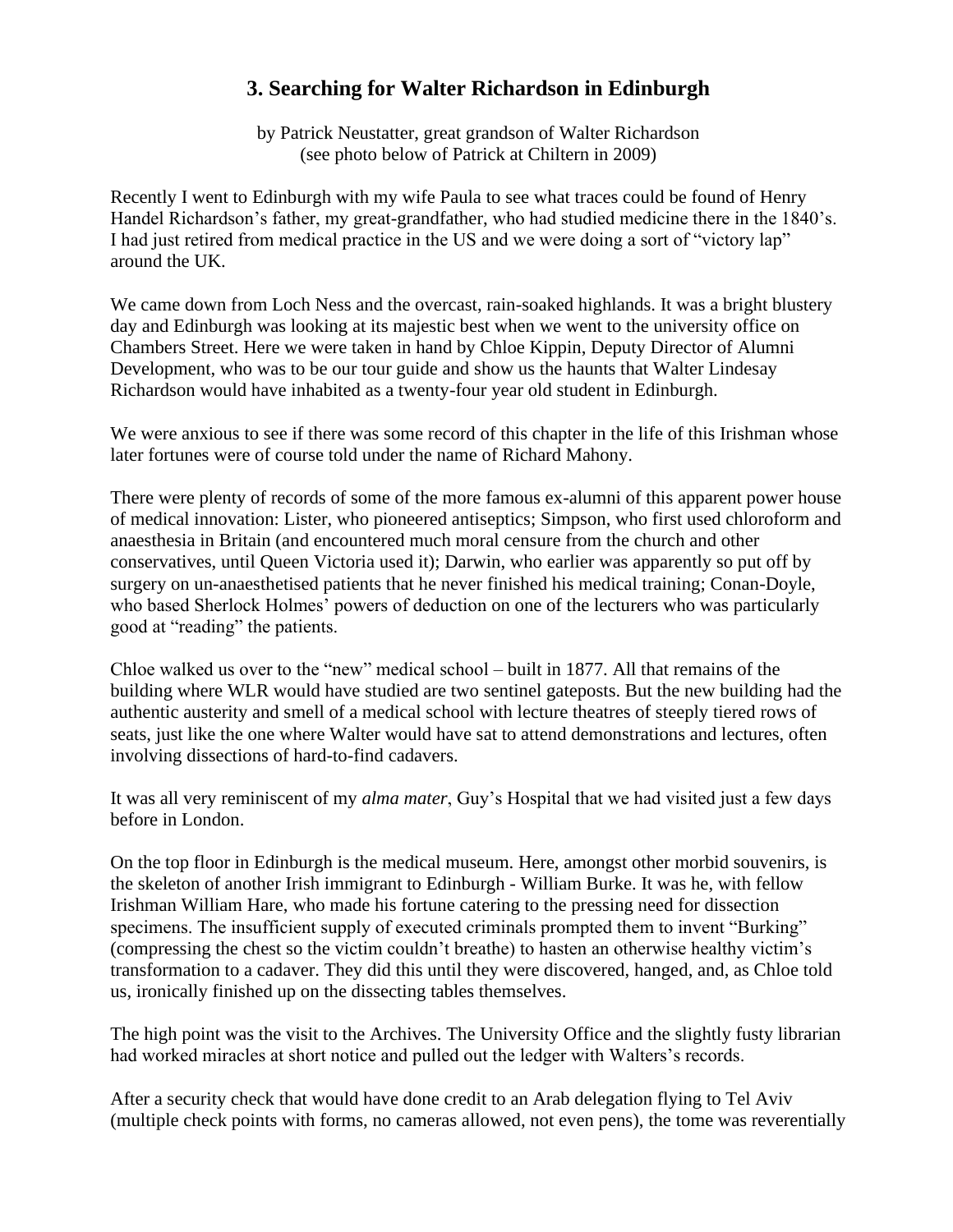## 3. Searching for Walter Richardson in Edinburgh

by Patrick Neustatter, great grandson of Walter Richardson
(see photo below of Patrick at Chiltern in 2009)

Recently I went to Edinburgh with my wife Paula to see what traces could be found of Henry Handel Richardson's father, my great-grandfather, who had studied medicine there in the 1840's. I had just retired from medical practice in the US and we were doing a sort of "victory lap" around the UK.

We came down from Loch Ness and the overcast, rain-soaked highlands. It was a bright blustery day and Edinburgh was looking at its majestic best when we went to the university office on Chambers Street. Here we were taken in hand by Chloe Kippin, Deputy Director of Alumni Development, who was to be our tour guide and show us the haunts that Walter Lindesay Richardson would have inhabited as a twenty-four year old student in Edinburgh.

We were anxious to see if there was some record of this chapter in the life of this Irishman whose later fortunes were of course told under the name of Richard Mahony.

There were plenty of records of some of the more famous ex-alumni of this apparent power house of medical innovation: Lister, who pioneered antiseptics; Simpson, who first used chloroform and anaesthesia in Britain (and encountered much moral censure from the church and other conservatives, until Queen Victoria used it); Darwin, who earlier was apparently so put off by surgery on un-anaesthetised patients that he never finished his medical training; Conan-Doyle, who based Sherlock Holmes' powers of deduction on one of the lecturers who was particularly good at "reading" the patients.

Chloe walked us over to the "new" medical school – built in 1877. All that remains of the building where WLR would have studied are two sentinel gateposts. But the new building had the authentic austerity and smell of a medical school with lecture theatres of steeply tiered rows of seats, just like the one where Walter would have sat to attend demonstrations and lectures, often involving dissections of hard-to-find cadavers.

It was all very reminiscent of my *alma mater*, Guy's Hospital that we had visited just a few days before in London.

On the top floor in Edinburgh is the medical museum. Here, amongst other morbid souvenirs, is the skeleton of another Irish immigrant to Edinburgh - William Burke. It was he, with fellow Irishman William Hare, who made his fortune catering to the pressing need for dissection specimens. The insufficient supply of executed criminals prompted them to invent "Burking" (compressing the chest so the victim couldn't breathe) to hasten an otherwise healthy victim's transformation to a cadaver. They did this until they were discovered, hanged, and, as Chloe told us, ironically finished up on the dissecting tables themselves.

The high point was the visit to the Archives. The University Office and the slightly fusty librarian had worked miracles at short notice and pulled out the ledger with Walters's records.

After a security check that would have done credit to an Arab delegation flying to Tel Aviv (multiple check points with forms, no cameras allowed, not even pens), the tome was reverentially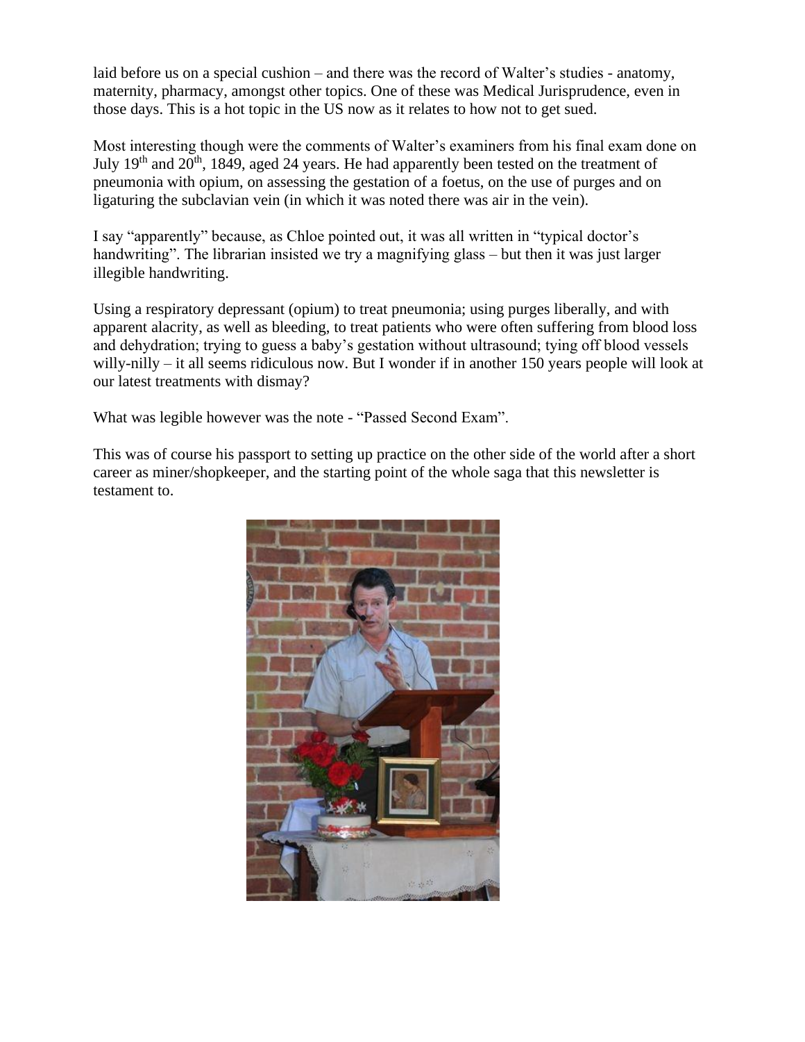laid before us on a special cushion – and there was the record of Walter's studies - anatomy, maternity, pharmacy, amongst other topics. One of these was Medical Jurisprudence, even in those days. This is a hot topic in the US now as it relates to how not to get sued.

Most interesting though were the comments of Walter's examiners from his final exam done on July 19th and 20th, 1849, aged 24 years. He had apparently been tested on the treatment of pneumonia with opium, on assessing the gestation of a foetus, on the use of purges and on ligaturing the subclavian vein (in which it was noted there was air in the vein).

I say "apparently" because, as Chloe pointed out, it was all written in "typical doctor's handwriting". The librarian insisted we try a magnifying glass – but then it was just larger illegible handwriting.

Using a respiratory depressant (opium) to treat pneumonia; using purges liberally, and with apparent alacrity, as well as bleeding, to treat patients who were often suffering from blood loss and dehydration; trying to guess a baby's gestation without ultrasound; tying off blood vessels willy-nilly – it all seems ridiculous now. But I wonder if in another 150 years people will look at our latest treatments with dismay?

What was legible however was the note - "Passed Second Exam".

This was of course his passport to setting up practice on the other side of the world after a short career as miner/shopkeeper, and the starting point of the whole saga that this newsletter is testament to.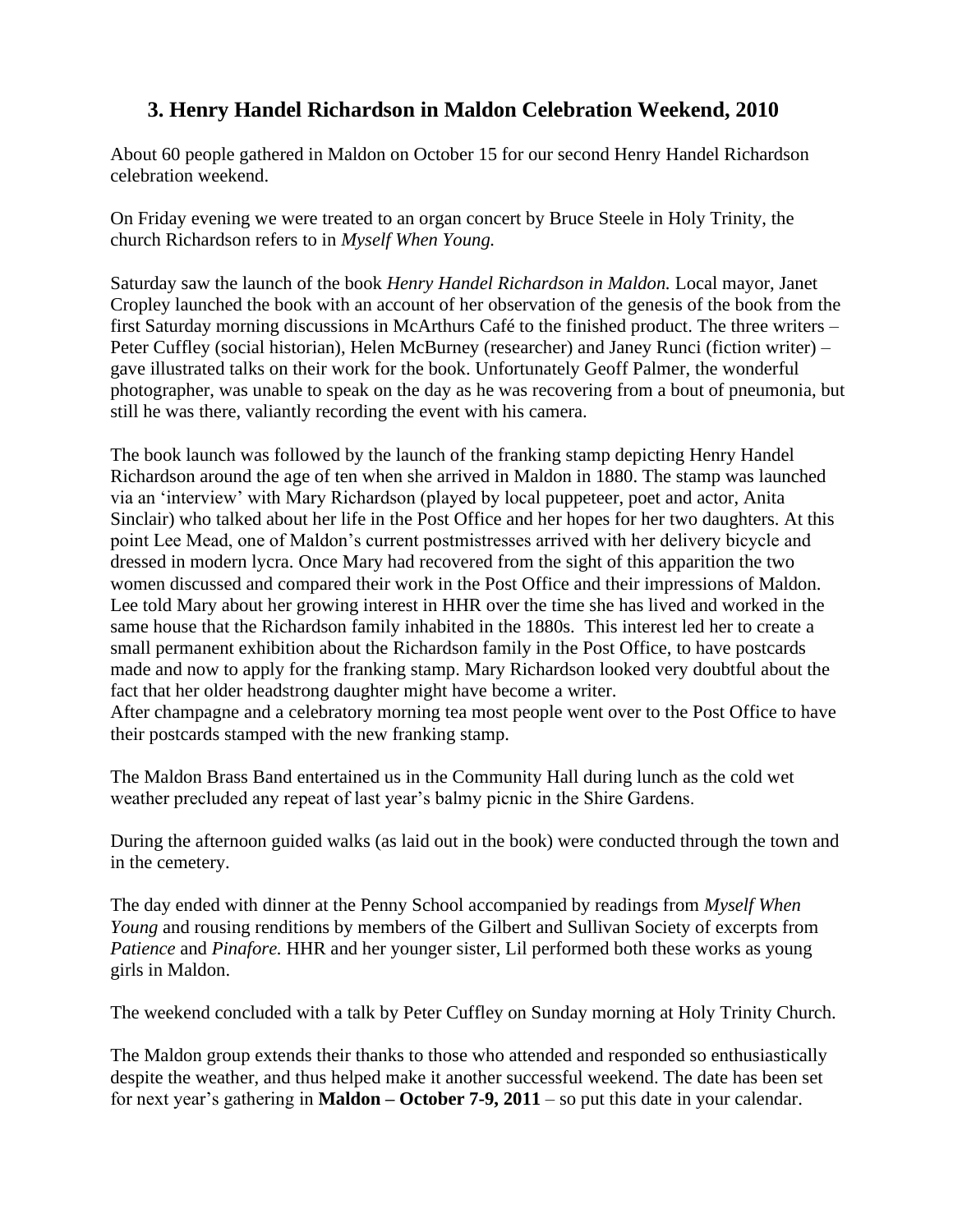## 3. Henry Handel Richardson in Maldon Celebration Weekend, 2010

About 60 people gathered in Maldon on October 15 for our second Henry Handel Richardson celebration weekend.

On Friday evening we were treated to an organ concert by Bruce Steele in Holy Trinity, the church Richardson refers to in *Myself When Young.*

Saturday saw the launch of the book *Henry Handel Richardson in Maldon.* Local mayor, Janet Cropley launched the book with an account of her observation of the genesis of the book from the first Saturday morning discussions in McArthurs Café to the finished product. The three writers – Peter Cuffley (social historian), Helen McBurney (researcher) and Janey Runci (fiction writer) – gave illustrated talks on their work for the book. Unfortunately Geoff Palmer, the wonderful photographer, was unable to speak on the day as he was recovering from a bout of pneumonia, but still he was there, valiantly recording the event with his camera.

The book launch was followed by the launch of the franking stamp depicting Henry Handel Richardson around the age of ten when she arrived in Maldon in 1880. The stamp was launched via an 'interview' with Mary Richardson (played by local puppeteer, poet and actor, Anita Sinclair) who talked about her life in the Post Office and her hopes for her two daughters. At this point Lee Mead, one of Maldon's current postmistresses arrived with her delivery bicycle and dressed in modern lycra. Once Mary had recovered from the sight of this apparition the two women discussed and compared their work in the Post Office and their impressions of Maldon. Lee told Mary about her growing interest in HHR over the time she has lived and worked in the same house that the Richardson family inhabited in the 1880s. This interest led her to create a small permanent exhibition about the Richardson family in the Post Office, to have postcards made and now to apply for the franking stamp. Mary Richardson looked very doubtful about the fact that her older headstrong daughter might have become a writer.
After champagne and a celebratory morning tea most people went over to the Post Office to have their postcards stamped with the new franking stamp.

The Maldon Brass Band entertained us in the Community Hall during lunch as the cold wet weather precluded any repeat of last year's balmy picnic in the Shire Gardens.

During the afternoon guided walks (as laid out in the book) were conducted through the town and in the cemetery.

The day ended with dinner at the Penny School accompanied by readings from *Myself When Young* and rousing renditions by members of the Gilbert and Sullivan Society of excerpts from *Patience* and *Pinafore.* HHR and her younger sister, Lil performed both these works as young girls in Maldon.

The weekend concluded with a talk by Peter Cuffley on Sunday morning at Holy Trinity Church.

The Maldon group extends their thanks to those who attended and responded so enthusiastically despite the weather, and thus helped make it another successful weekend. The date has been set for next year's gathering in **Maldon – October 7-9, 2011** – so put this date in your calendar.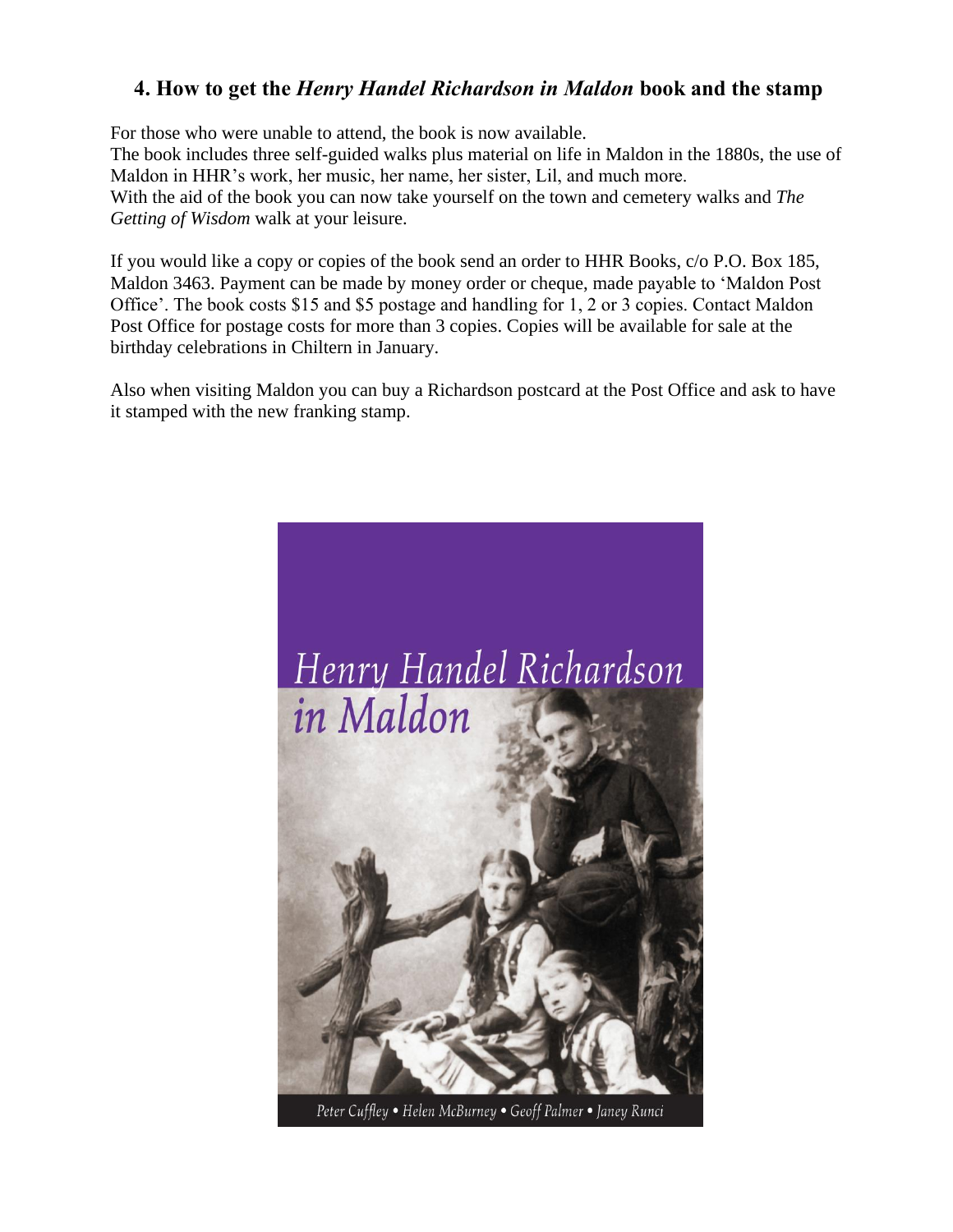## 4. How to get the *Henry Handel Richardson in Maldon* book and the stamp

For those who were unable to attend, the book is now available.
The book includes three self-guided walks plus material on life in Maldon in the 1880s, the use of Maldon in HHR's work, her music, her name, her sister, Lil, and much more.
With the aid of the book you can now take yourself on the town and cemetery walks and *The Getting of Wisdom* walk at your leisure.

If you would like a copy or copies of the book send an order to HHR Books, c/o P.O. Box 185, Maldon 3463. Payment can be made by money order or cheque, made payable to 'Maldon Post Office'. The book costs $15 and $5 postage and handling for 1, 2 or 3 copies. Contact Maldon Post Office for postage costs for more than 3 copies. Copies will be available for sale at the birthday celebrations in Chiltern in January.

Also when visiting Maldon you can buy a Richardson postcard at the Post Office and ask to have it stamped with the new franking stamp.

*Henry Handel Richardson in Maldon*

*Peter Cuffley • Helen McBurney • Geoff Palmer • Janey Runci*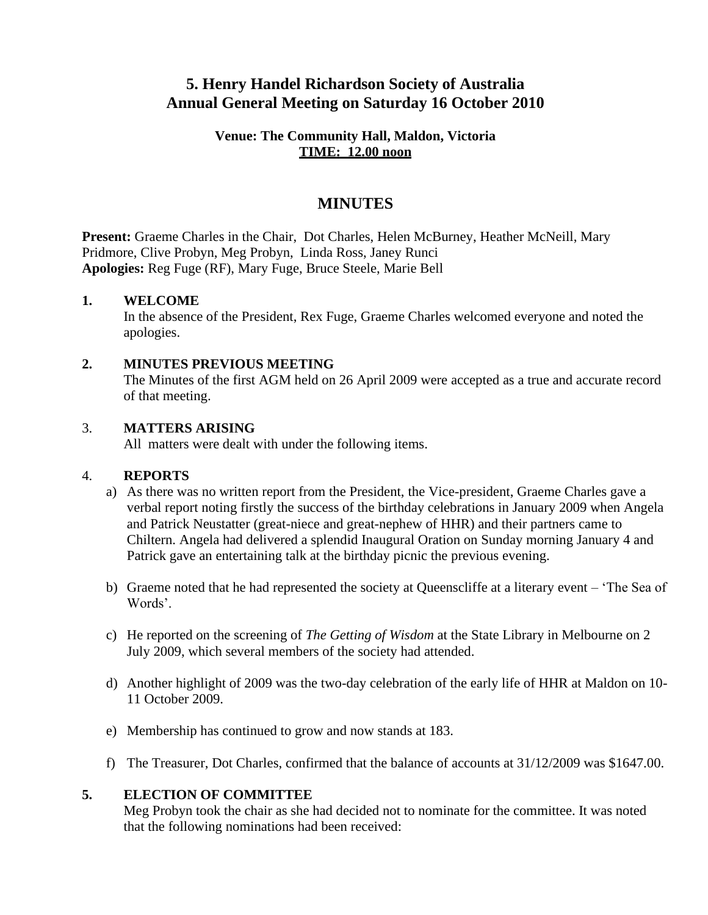# 5. Henry Handel Richardson Society of Australia
# Annual General Meeting on Saturday 16 October 2010

**Venue: The Community Hall, Maldon, Victoria**
**TIME: 12.00 noon**

## MINUTES

**Present:** Graeme Charles in the Chair, Dot Charles, Helen McBurney, Heather McNeill, Mary Pridmore, Clive Probyn, Meg Probyn, Linda Ross, Janey Runci
**Apologies:** Reg Fuge (RF), Mary Fuge, Bruce Steele, Marie Bell

**1. WELCOME**

In the absence of the President, Rex Fuge, Graeme Charles welcomed everyone and noted the apologies.

**2. MINUTES PREVIOUS MEETING**

The Minutes of the first AGM held on 26 April 2009 were accepted as a true and accurate record of that meeting.

3. **MATTERS ARISING**

All matters were dealt with under the following items.

4. **REPORTS**

a) As there was no written report from the President, the Vice-president, Graeme Charles gave a verbal report noting firstly the success of the birthday celebrations in January 2009 when Angela and Patrick Neustatter (great-niece and great-nephew of HHR) and their partners came to Chiltern. Angela had delivered a splendid Inaugural Oration on Sunday morning January 4 and Patrick gave an entertaining talk at the birthday picnic the previous evening.

b) Graeme noted that he had represented the society at Queenscliffe at a literary event – 'The Sea of Words'.

c) He reported on the screening of *The Getting of Wisdom* at the State Library in Melbourne on 2 July 2009, which several members of the society had attended.

d) Another highlight of 2009 was the two-day celebration of the early life of HHR at Maldon on 10-11 October 2009.

e) Membership has continued to grow and now stands at 183.

f) The Treasurer, Dot Charles, confirmed that the balance of accounts at 31/12/2009 was $1647.00.

**5. ELECTION OF COMMITTEE**

Meg Probyn took the chair as she had decided not to nominate for the committee. It was noted that the following nominations had been received: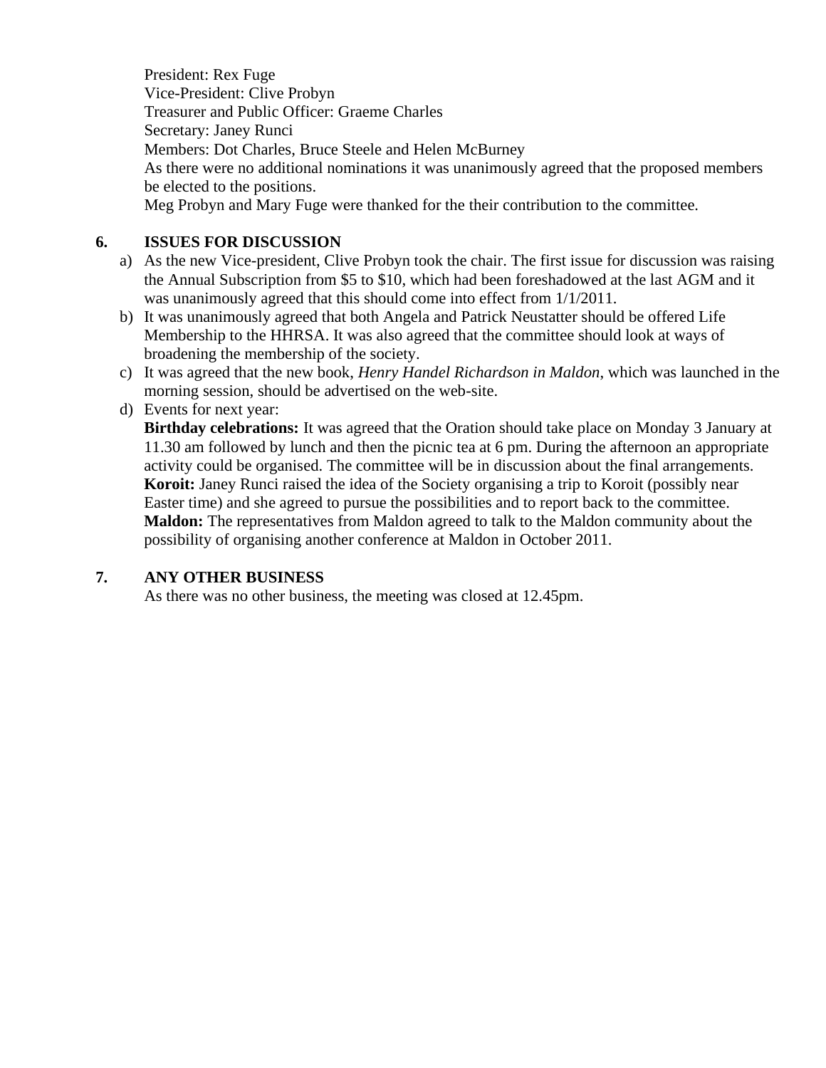President: Rex Fuge
Vice-President: Clive Probyn
Treasurer and Public Officer: Graeme Charles
Secretary: Janey Runci
Members: Dot Charles, Bruce Steele and Helen McBurney
As there were no additional nominations it was unanimously agreed that the proposed members be elected to the positions.
Meg Probyn and Mary Fuge were thanked for the their contribution to the committee.

**6. ISSUES FOR DISCUSSION**

a) As the new Vice-president, Clive Probyn took the chair. The first issue for discussion was raising the Annual Subscription from $5 to $10, which had been foreshadowed at the last AGM and it was unanimously agreed that this should come into effect from 1/1/2011.
b) It was unanimously agreed that both Angela and Patrick Neustatter should be offered Life Membership to the HHRSA. It was also agreed that the committee should look at ways of broadening the membership of the society.
c) It was agreed that the new book, *Henry Handel Richardson in Maldon*, which was launched in the morning session, should be advertised on the web-site.
d) Events for next year:
   **Birthday celebrations:** It was agreed that the Oration should take place on Monday 3 January at 11.30 am followed by lunch and then the picnic tea at 6 pm. During the afternoon an appropriate activity could be organised. The committee will be in discussion about the final arrangements.
   **Koroit:** Janey Runci raised the idea of the Society organising a trip to Koroit (possibly near Easter time) and she agreed to pursue the possibilities and to report back to the committee.
   **Maldon:** The representatives from Maldon agreed to talk to the Maldon community about the possibility of organising another conference at Maldon in October 2011.

**7. ANY OTHER BUSINESS**

As there was no other business, the meeting was closed at 12.45pm.